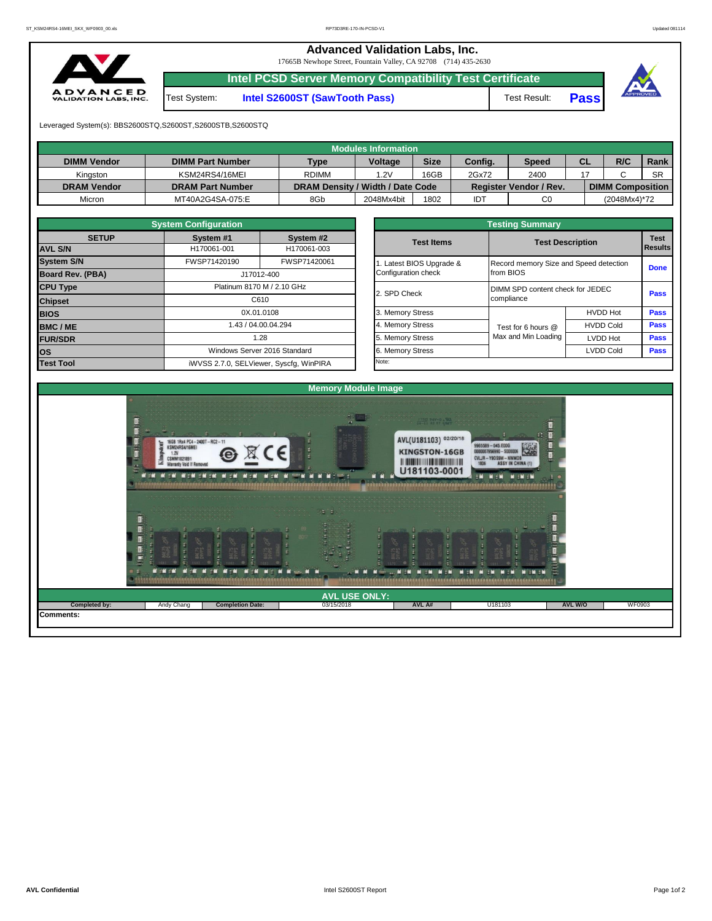# Advanced Validation Labs, Inc.

17665B Newhope Street, Fountain Valley, CA 92708 (714) 435-2630

## Intel PCSD Server Memory Compatibility Test Certificate

| Test System: | Intel S2600ST (SawTooth Pass) | Test Result: | Pass |
|---|---|---|---|

Leveraged System(s): BBS2600STQ,S2600ST,S2600STB,S2600STQ

| Modules Information | | | | | | | | | |
|---|---|---|---|---|---|---|---|---|---|
| DIMM Vendor | DIMM Part Number | Type | Voltage | Size | Config. | Speed | CL | R/C | Rank |
| Kingston | KSM24RS4/16MEI | RDIMM | 1.2V | 16GB | 2Gx72 | 2400 | 17 | C | SR |
| DRAM Vendor | DRAM Part Number | DRAM Density / Width / Date Code | | | Register Vendor / Rev. | | DIMM Composition | | |
| Micron | MT40A2G4SA-075:E | 8Gb | 2048Mx4bit | 1802 | IDT | C0 | (2048Mx4)*72 | | |

| System Configuration | | |
|---|---|---|
| SETUP | System #1 | System #2 |
| AVL S/N | H170061-001 | H170061-003 |
| System S/N | FWSP71420190 | FWSP71420061 |
| Board Rev. (PBA) | J17012-400 | |
| CPU Type | Platinum 8170 M / 2.10 GHz | |
| Chipset | C610 | |
| BIOS | 0X.01.0108 | |
| BMC / ME | 1.43 / 04.00.04.294 | |
| FUR/SDR | 1.28 | |
| OS | Windows Server 2016 Standard | |
| Test Tool | iWVSS 2.7.0, SELViewer, Syscfg, WinPIRA | |

| Testing Summary | | | |
|---|---|---|---|
| Test Items | Test Description | | Test Results |
| 1. Latest BIOS Upgrade & Configuration check | Record memory Size and Speed detection from BIOS | | Done |
| 2. SPD Check | DIMM SPD content check for JEDEC compliance | | Pass |
| 3. Memory Stress | Test for 6 hours @ Max and Min Loading | HVDD Hot | Pass |
| 4. Memory Stress | | HVDD Cold | Pass |
| 5. Memory Stress | | LVDD Hot | Pass |
| 6. Memory Stress | | LVDD Cold | Pass |
| Note: | | | |

## Memory Module Image

## AVL USE ONLY:

| Completed by: | Andy Chang | Completion Date: | 03/15/2018 | AVL A# | U181103 | AVL W/O | WF0903 |
|---|---|---|---|---|---|---|---|

Comments: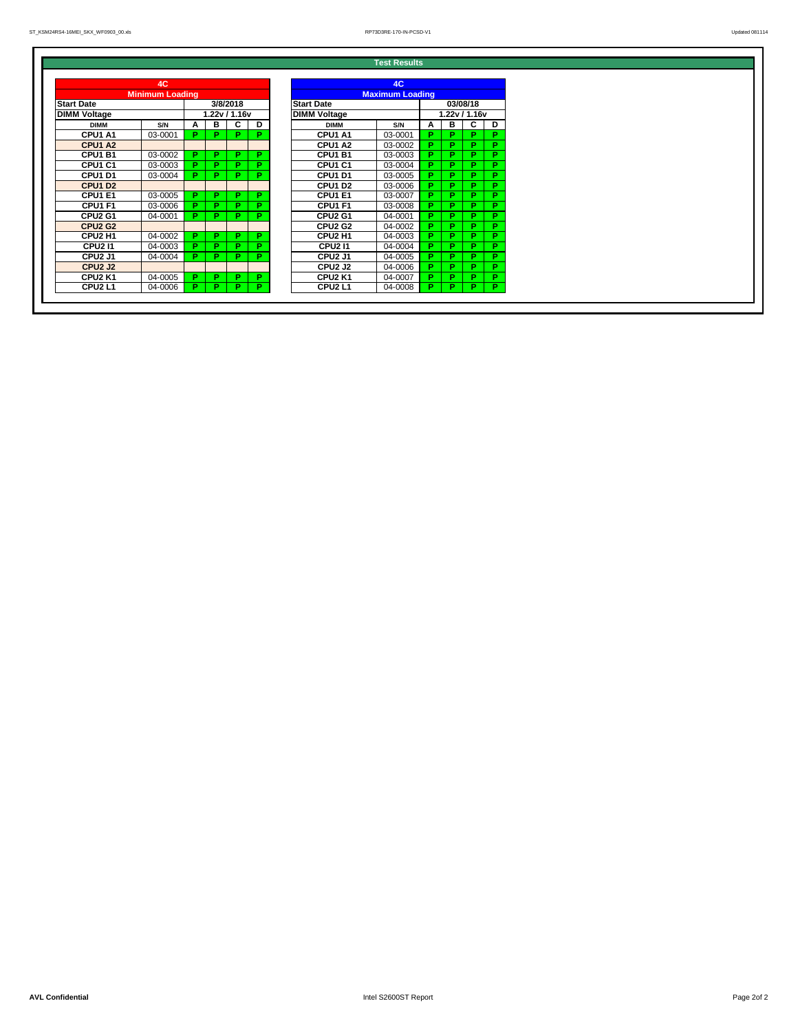## Test Results

| 4C Minimum Loading | | | | | |
|---|---|---|---|---|---|
| Start Date | | 3/8/2018 | | | |
| DIMM Voltage | | 1.22v / 1.16v | | | |
| DIMM | S/N | A | B | C | D |
| CPU1 A1 | 03-0001 | P | P | P | P |
| CPU1 A2 | | | | | |
| CPU1 B1 | 03-0002 | P | P | P | P |
| CPU1 C1 | 03-0003 | P | P | P | P |
| CPU1 D1 | 03-0004 | P | P | P | P |
| CPU1 D2 | | | | | |
| CPU1 E1 | 03-0005 | P | P | P | P |
| CPU1 F1 | 03-0006 | P | P | P | P |
| CPU2 G1 | 04-0001 | P | P | P | P |
| CPU2 G2 | | | | | |
| CPU2 H1 | 04-0002 | P | P | P | P |
| CPU2 I1 | 04-0003 | P | P | P | P |
| CPU2 J1 | 04-0004 | P | P | P | P |
| CPU2 J2 | | | | | |
| CPU2 K1 | 04-0005 | P | P | P | P |
| CPU2 L1 | 04-0006 | P | P | P | P |

| 4C Maximum Loading | | | | | |
|---|---|---|---|---|---|
| Start Date | | 03/08/18 | | | |
| DIMM Voltage | | 1.22v / 1.16v | | | |
| DIMM | S/N | A | B | C | D |
| CPU1 A1 | 03-0001 | P | P | P | P |
| CPU1 A2 | 03-0002 | P | P | P | P |
| CPU1 B1 | 03-0003 | P | P | P | P |
| CPU1 C1 | 03-0004 | P | P | P | P |
| CPU1 D1 | 03-0005 | P | P | P | P |
| CPU1 D2 | 03-0006 | P | P | P | P |
| CPU1 E1 | 03-0007 | P | P | P | P |
| CPU1 F1 | 03-0008 | P | P | P | P |
| CPU2 G1 | 04-0001 | P | P | P | P |
| CPU2 G2 | 04-0002 | P | P | P | P |
| CPU2 H1 | 04-0003 | P | P | P | P |
| CPU2 I1 | 04-0004 | P | P | P | P |
| CPU2 J1 | 04-0005 | P | P | P | P |
| CPU2 J2 | 04-0006 | P | P | P | P |
| CPU2 K1 | 04-0007 | P | P | P | P |
| CPU2 L1 | 04-0008 | P | P | P | P |